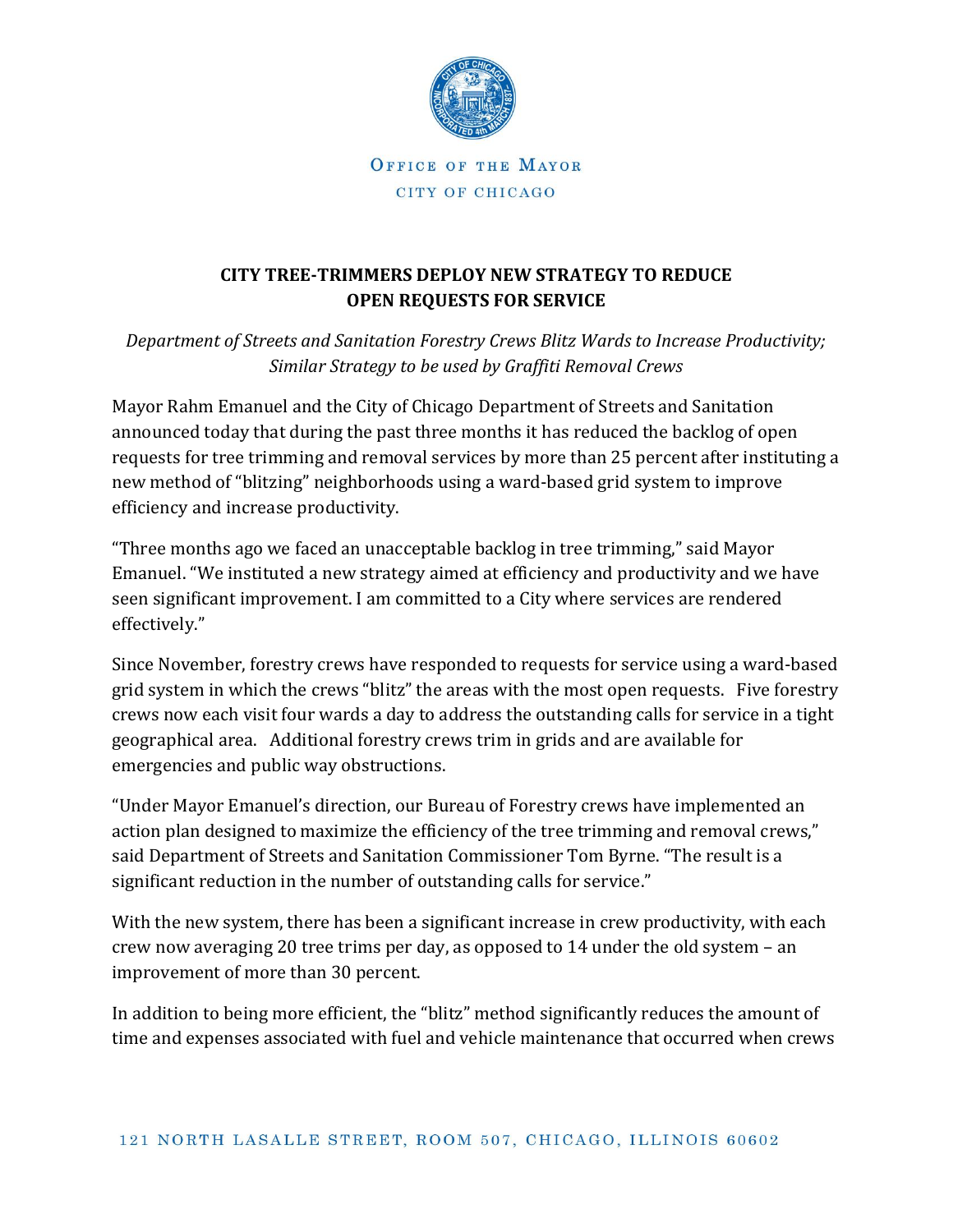OFFICE OF THE MAYOR

CITY OF CHICAGO

**CITY TREE-TRIMMERS DEPLOY NEW STRATEGY TO REDUCE OPEN REQUESTS FOR SERVICE**

*Department of Streets and Sanitation Forestry Crews Blitz Wards to Increase Productivity; Similar Strategy to be used by Graffiti Removal Crews*

Mayor Rahm Emanuel and the City of Chicago Department of Streets and Sanitation announced today that during the past three months it has reduced the backlog of open requests for tree trimming and removal services by more than 25 percent after instituting a new method of "blitzing" neighborhoods using a ward-based grid system to improve efficiency and increase productivity.

"Three months ago we faced an unacceptable backlog in tree trimming," said Mayor Emanuel. "We instituted a new strategy aimed at efficiency and productivity and we have seen significant improvement. I am committed to a City where services are rendered effectively."

Since November, forestry crews have responded to requests for service using a ward-based grid system in which the crews "blitz" the areas with the most open requests. Five forestry crews now each visit four wards a day to address the outstanding calls for service in a tight geographical area. Additional forestry crews trim in grids and are available for emergencies and public way obstructions.

"Under Mayor Emanuel's direction, our Bureau of Forestry crews have implemented an action plan designed to maximize the efficiency of the tree trimming and removal crews," said Department of Streets and Sanitation Commissioner Tom Byrne. "The result is a significant reduction in the number of outstanding calls for service."

With the new system, there has been a significant increase in crew productivity, with each crew now averaging 20 tree trims per day, as opposed to 14 under the old system – an improvement of more than 30 percent.

In addition to being more efficient, the "blitz" method significantly reduces the amount of time and expenses associated with fuel and vehicle maintenance that occurred when crews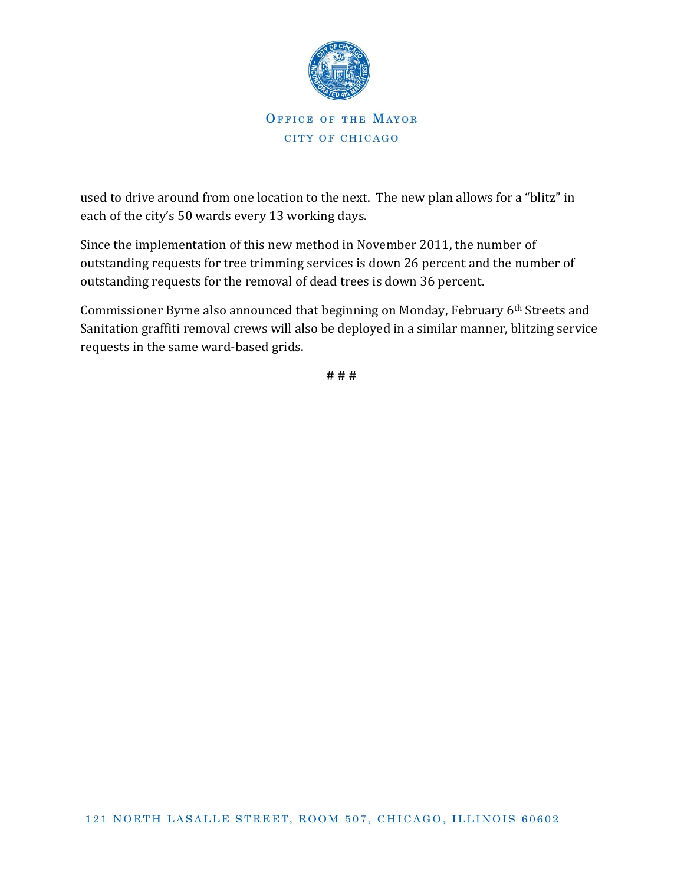used to drive around from one location to the next. The new plan allows for a "blitz" in each of the city's 50 wards every 13 working days.

Since the implementation of this new method in November 2011, the number of outstanding requests for tree trimming services is down 26 percent and the number of outstanding requests for the removal of dead trees is down 36 percent.

Commissioner Byrne also announced that beginning on Monday, February 6th Streets and Sanitation graffiti removal crews will also be deployed in a similar manner, blitzing service requests in the same ward-based grids.

# # #